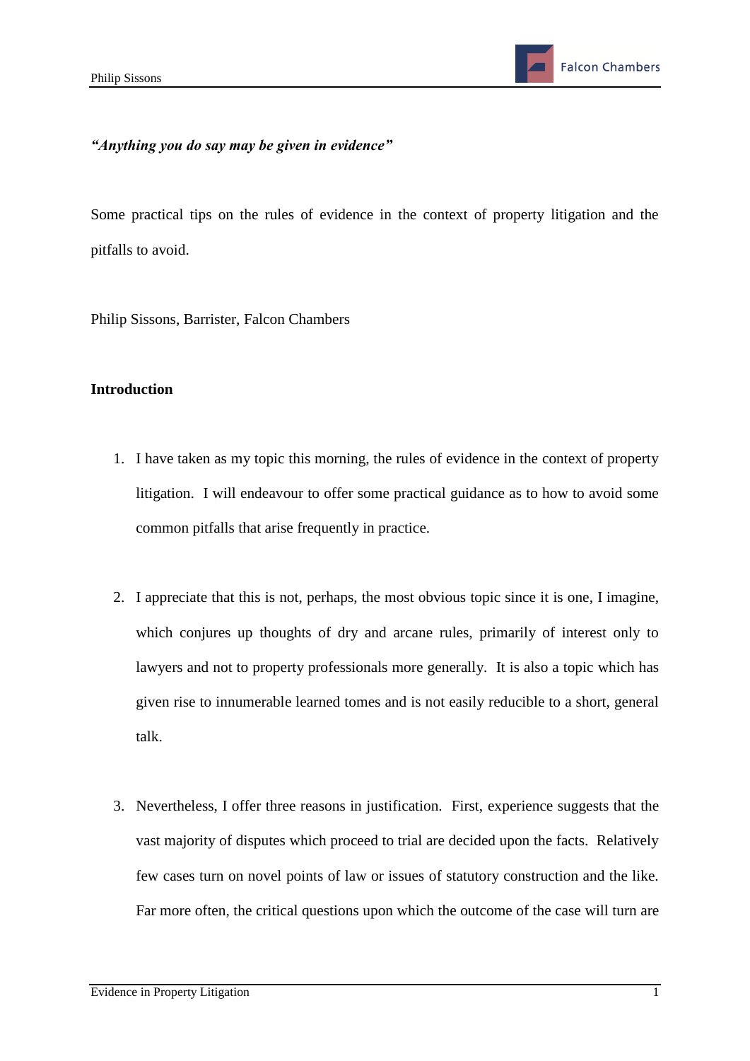*"Anything you do say may be given in evidence"*

Some practical tips on the rules of evidence in the context of property litigation and the pitfalls to avoid.

Philip Sissons, Barrister, Falcon Chambers

**Introduction**

1. I have taken as my topic this morning, the rules of evidence in the context of property litigation. I will endeavour to offer some practical guidance as to how to avoid some common pitfalls that arise frequently in practice.

2. I appreciate that this is not, perhaps, the most obvious topic since it is one, I imagine, which conjures up thoughts of dry and arcane rules, primarily of interest only to lawyers and not to property professionals more generally. It is also a topic which has given rise to innumerable learned tomes and is not easily reducible to a short, general talk.

3. Nevertheless, I offer three reasons in justification. First, experience suggests that the vast majority of disputes which proceed to trial are decided upon the facts. Relatively few cases turn on novel points of law or issues of statutory construction and the like. Far more often, the critical questions upon which the outcome of the case will turn are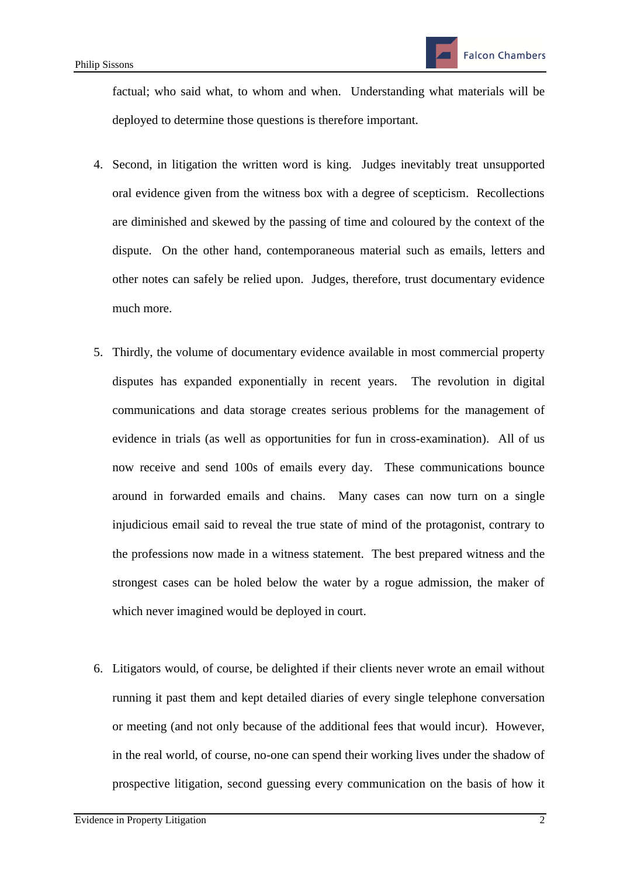factual; who said what, to whom and when. Understanding what materials will be deployed to determine those questions is therefore important.

4. Second, in litigation the written word is king. Judges inevitably treat unsupported oral evidence given from the witness box with a degree of scepticism. Recollections are diminished and skewed by the passing of time and coloured by the context of the dispute. On the other hand, contemporaneous material such as emails, letters and other notes can safely be relied upon. Judges, therefore, trust documentary evidence much more.

5. Thirdly, the volume of documentary evidence available in most commercial property disputes has expanded exponentially in recent years. The revolution in digital communications and data storage creates serious problems for the management of evidence in trials (as well as opportunities for fun in cross-examination). All of us now receive and send 100s of emails every day. These communications bounce around in forwarded emails and chains. Many cases can now turn on a single injudicious email said to reveal the true state of mind of the protagonist, contrary to the professions now made in a witness statement. The best prepared witness and the strongest cases can be holed below the water by a rogue admission, the maker of which never imagined would be deployed in court.

6. Litigators would, of course, be delighted if their clients never wrote an email without running it past them and kept detailed diaries of every single telephone conversation or meeting (and not only because of the additional fees that would incur). However, in the real world, of course, no-one can spend their working lives under the shadow of prospective litigation, second guessing every communication on the basis of how it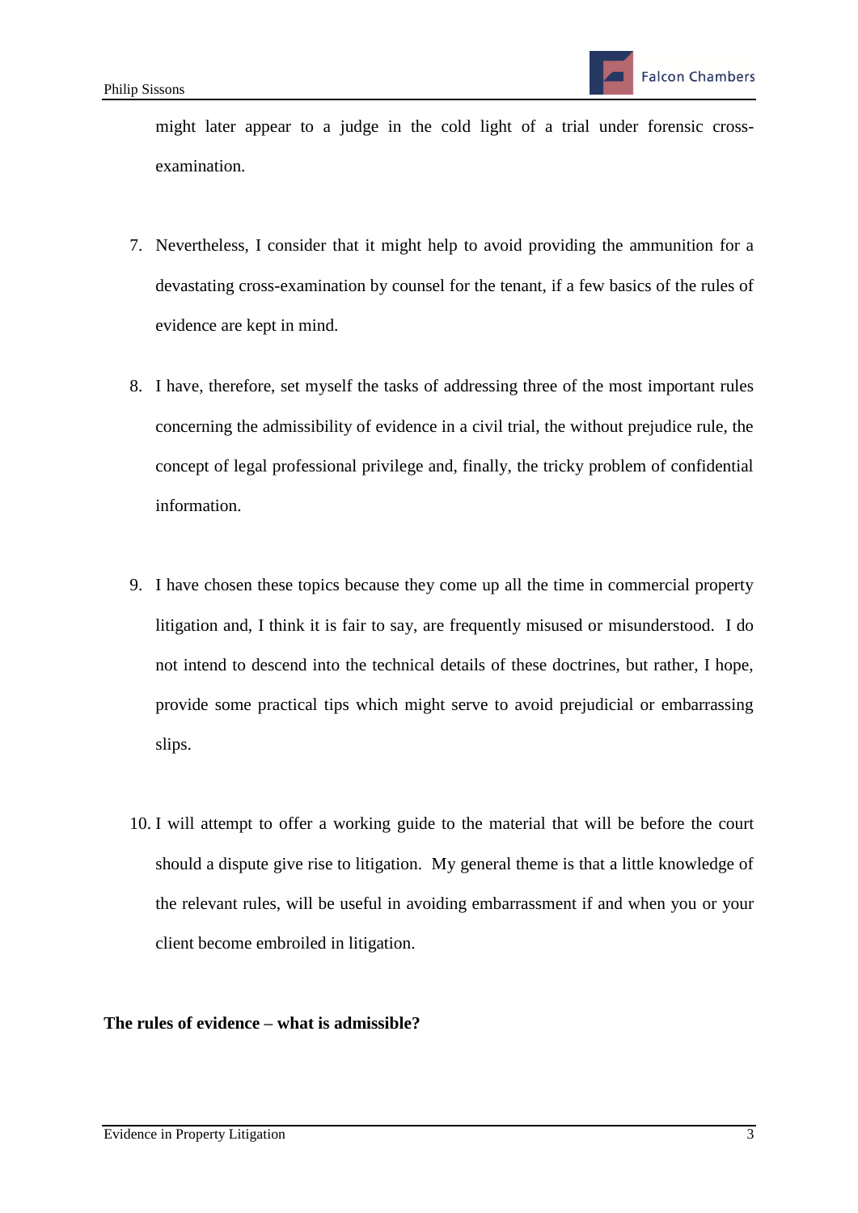might later appear to a judge in the cold light of a trial under forensic cross-examination.

7. Nevertheless, I consider that it might help to avoid providing the ammunition for a devastating cross-examination by counsel for the tenant, if a few basics of the rules of evidence are kept in mind.

8. I have, therefore, set myself the tasks of addressing three of the most important rules concerning the admissibility of evidence in a civil trial, the without prejudice rule, the concept of legal professional privilege and, finally, the tricky problem of confidential information.

9. I have chosen these topics because they come up all the time in commercial property litigation and, I think it is fair to say, are frequently misused or misunderstood. I do not intend to descend into the technical details of these doctrines, but rather, I hope, provide some practical tips which might serve to avoid prejudicial or embarrassing slips.

10. I will attempt to offer a working guide to the material that will be before the court should a dispute give rise to litigation. My general theme is that a little knowledge of the relevant rules, will be useful in avoiding embarrassment if and when you or your client become embroiled in litigation.

**The rules of evidence – what is admissible?**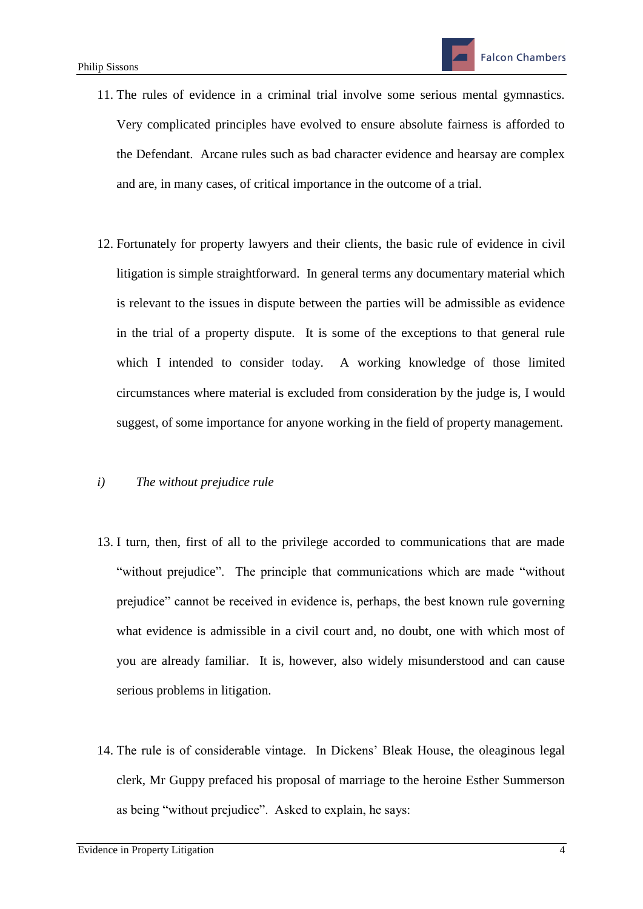11. The rules of evidence in a criminal trial involve some serious mental gymnastics. Very complicated principles have evolved to ensure absolute fairness is afforded to the Defendant. Arcane rules such as bad character evidence and hearsay are complex and are, in many cases, of critical importance in the outcome of a trial.

12. Fortunately for property lawyers and their clients, the basic rule of evidence in civil litigation is simple straightforward. In general terms any documentary material which is relevant to the issues in dispute between the parties will be admissible as evidence in the trial of a property dispute. It is some of the exceptions to that general rule which I intended to consider today. A working knowledge of those limited circumstances where material is excluded from consideration by the judge is, I would suggest, of some importance for anyone working in the field of property management.

*i) The without prejudice rule*

13. I turn, then, first of all to the privilege accorded to communications that are made "without prejudice". The principle that communications which are made "without prejudice" cannot be received in evidence is, perhaps, the best known rule governing what evidence is admissible in a civil court and, no doubt, one with which most of you are already familiar. It is, however, also widely misunderstood and can cause serious problems in litigation.

14. The rule is of considerable vintage. In Dickens' Bleak House, the oleaginous legal clerk, Mr Guppy prefaced his proposal of marriage to the heroine Esther Summerson as being "without prejudice". Asked to explain, he says: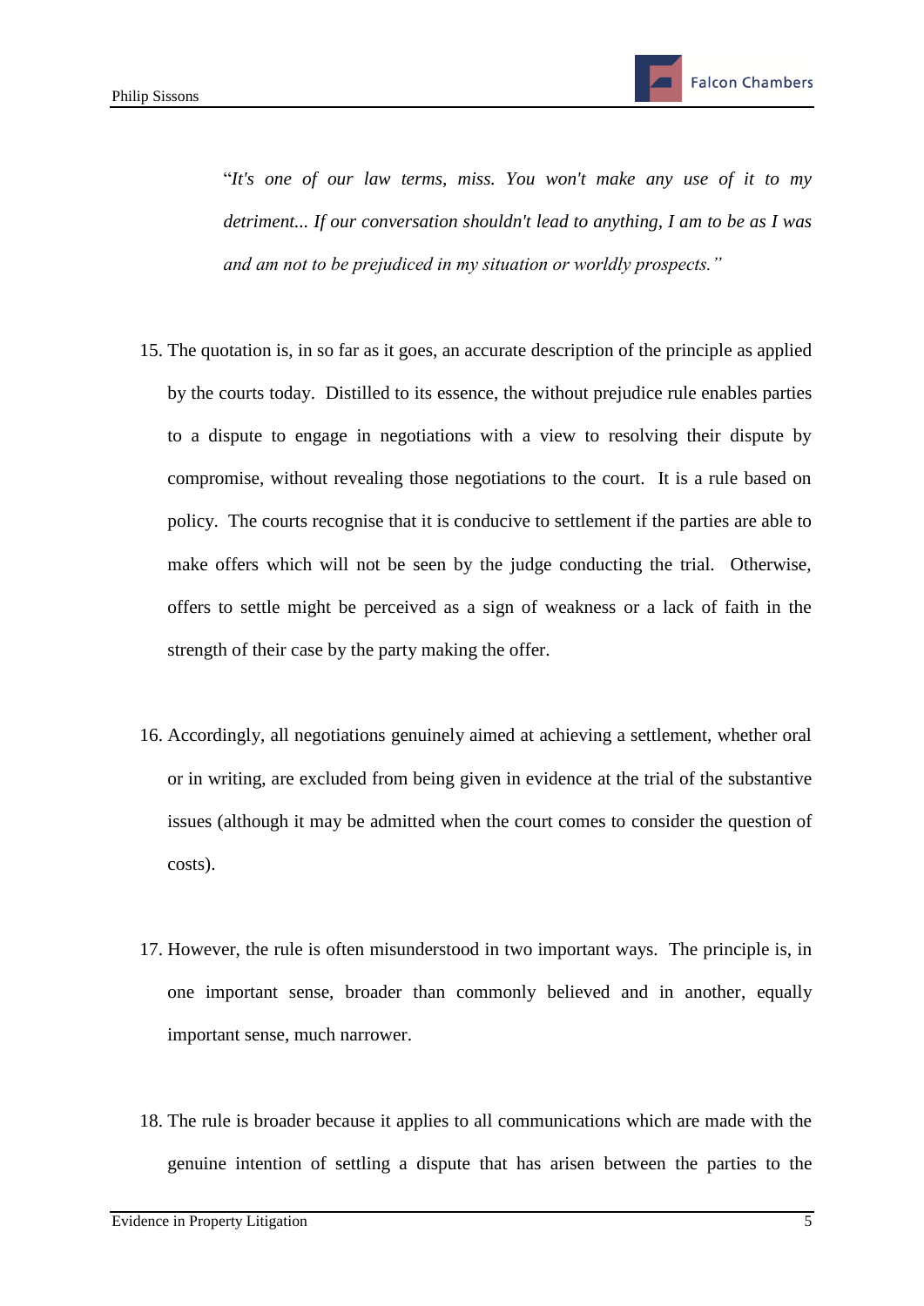> "*It's one of our law terms, miss. You won't make any use of it to my detriment... If our conversation shouldn't lead to anything, I am to be as I was and am not to be prejudiced in my situation or worldly prospects.*"

15. The quotation is, in so far as it goes, an accurate description of the principle as applied by the courts today. Distilled to its essence, the without prejudice rule enables parties to a dispute to engage in negotiations with a view to resolving their dispute by compromise, without revealing those negotiations to the court. It is a rule based on policy. The courts recognise that it is conducive to settlement if the parties are able to make offers which will not be seen by the judge conducting the trial. Otherwise, offers to settle might be perceived as a sign of weakness or a lack of faith in the strength of their case by the party making the offer.

16. Accordingly, all negotiations genuinely aimed at achieving a settlement, whether oral or in writing, are excluded from being given in evidence at the trial of the substantive issues (although it may be admitted when the court comes to consider the question of costs).

17. However, the rule is often misunderstood in two important ways. The principle is, in one important sense, broader than commonly believed and in another, equally important sense, much narrower.

18. The rule is broader because it applies to all communications which are made with the genuine intention of settling a dispute that has arisen between the parties to the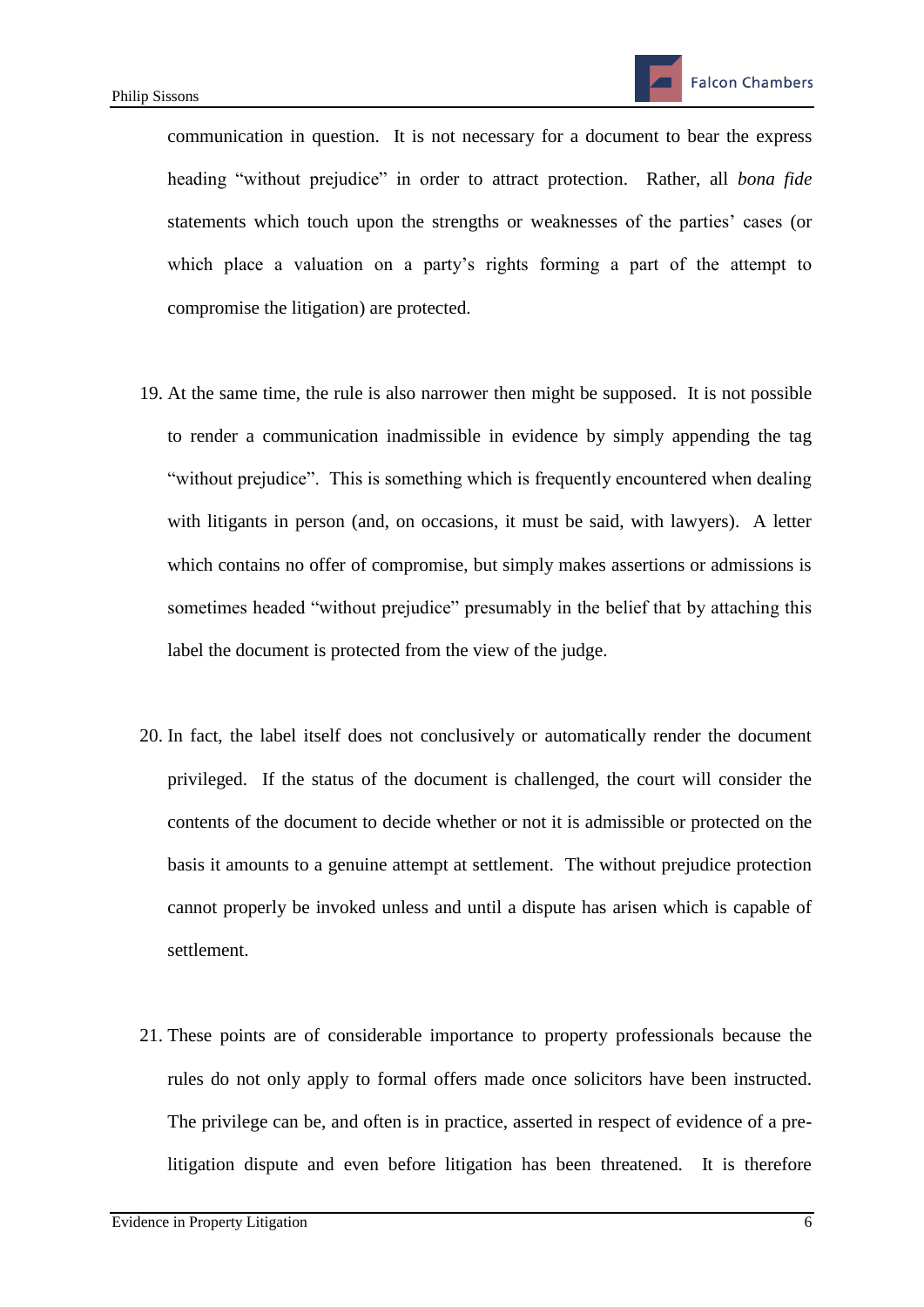communication in question. It is not necessary for a document to bear the express heading "without prejudice" in order to attract protection. Rather, all *bona fide* statements which touch upon the strengths or weaknesses of the parties' cases (or which place a valuation on a party's rights forming a part of the attempt to compromise the litigation) are protected.

19. At the same time, the rule is also narrower then might be supposed. It is not possible to render a communication inadmissible in evidence by simply appending the tag "without prejudice". This is something which is frequently encountered when dealing with litigants in person (and, on occasions, it must be said, with lawyers). A letter which contains no offer of compromise, but simply makes assertions or admissions is sometimes headed "without prejudice" presumably in the belief that by attaching this label the document is protected from the view of the judge.

20. In fact, the label itself does not conclusively or automatically render the document privileged. If the status of the document is challenged, the court will consider the contents of the document to decide whether or not it is admissible or protected on the basis it amounts to a genuine attempt at settlement. The without prejudice protection cannot properly be invoked unless and until a dispute has arisen which is capable of settlement.

21. These points are of considerable importance to property professionals because the rules do not only apply to formal offers made once solicitors have been instructed. The privilege can be, and often is in practice, asserted in respect of evidence of a pre-litigation dispute and even before litigation has been threatened. It is therefore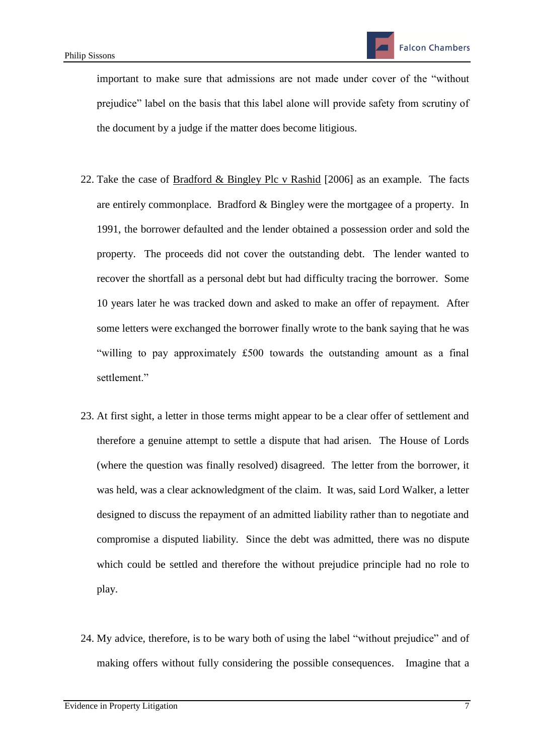important to make sure that admissions are not made under cover of the "without prejudice" label on the basis that this label alone will provide safety from scrutiny of the document by a judge if the matter does become litigious.

22. Take the case of Bradford & Bingley Plc v Rashid [2006] as an example. The facts are entirely commonplace. Bradford & Bingley were the mortgagee of a property. In 1991, the borrower defaulted and the lender obtained a possession order and sold the property. The proceeds did not cover the outstanding debt. The lender wanted to recover the shortfall as a personal debt but had difficulty tracing the borrower. Some 10 years later he was tracked down and asked to make an offer of repayment. After some letters were exchanged the borrower finally wrote to the bank saying that he was "willing to pay approximately £500 towards the outstanding amount as a final settlement."

23. At first sight, a letter in those terms might appear to be a clear offer of settlement and therefore a genuine attempt to settle a dispute that had arisen. The House of Lords (where the question was finally resolved) disagreed. The letter from the borrower, it was held, was a clear acknowledgment of the claim. It was, said Lord Walker, a letter designed to discuss the repayment of an admitted liability rather than to negotiate and compromise a disputed liability. Since the debt was admitted, there was no dispute which could be settled and therefore the without prejudice principle had no role to play.

24. My advice, therefore, is to be wary both of using the label "without prejudice" and of making offers without fully considering the possible consequences. Imagine that a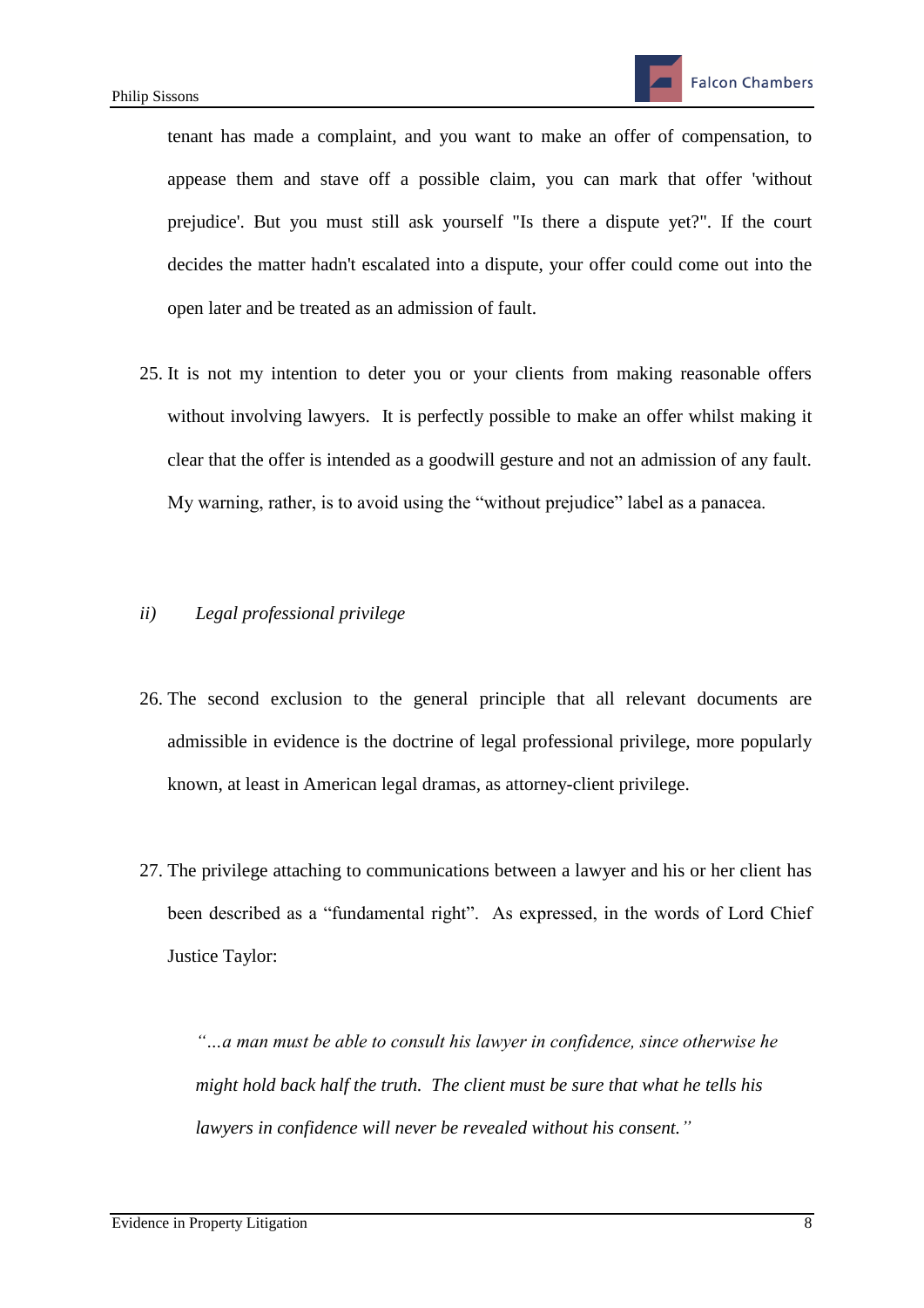tenant has made a complaint, and you want to make an offer of compensation, to appease them and stave off a possible claim, you can mark that offer 'without prejudice'. But you must still ask yourself "Is there a dispute yet?". If the court decides the matter hadn't escalated into a dispute, your offer could come out into the open later and be treated as an admission of fault.

25. It is not my intention to deter you or your clients from making reasonable offers without involving lawyers. It is perfectly possible to make an offer whilst making it clear that the offer is intended as a goodwill gesture and not an admission of any fault. My warning, rather, is to avoid using the "without prejudice" label as a panacea.

### *ii) Legal professional privilege*

26. The second exclusion to the general principle that all relevant documents are admissible in evidence is the doctrine of legal professional privilege, more popularly known, at least in American legal dramas, as attorney-client privilege.

27. The privilege attaching to communications between a lawyer and his or her client has been described as a "fundamental right". As expressed, in the words of Lord Chief Justice Taylor:

> *"…a man must be able to consult his lawyer in confidence, since otherwise he might hold back half the truth. The client must be sure that what he tells his lawyers in confidence will never be revealed without his consent."*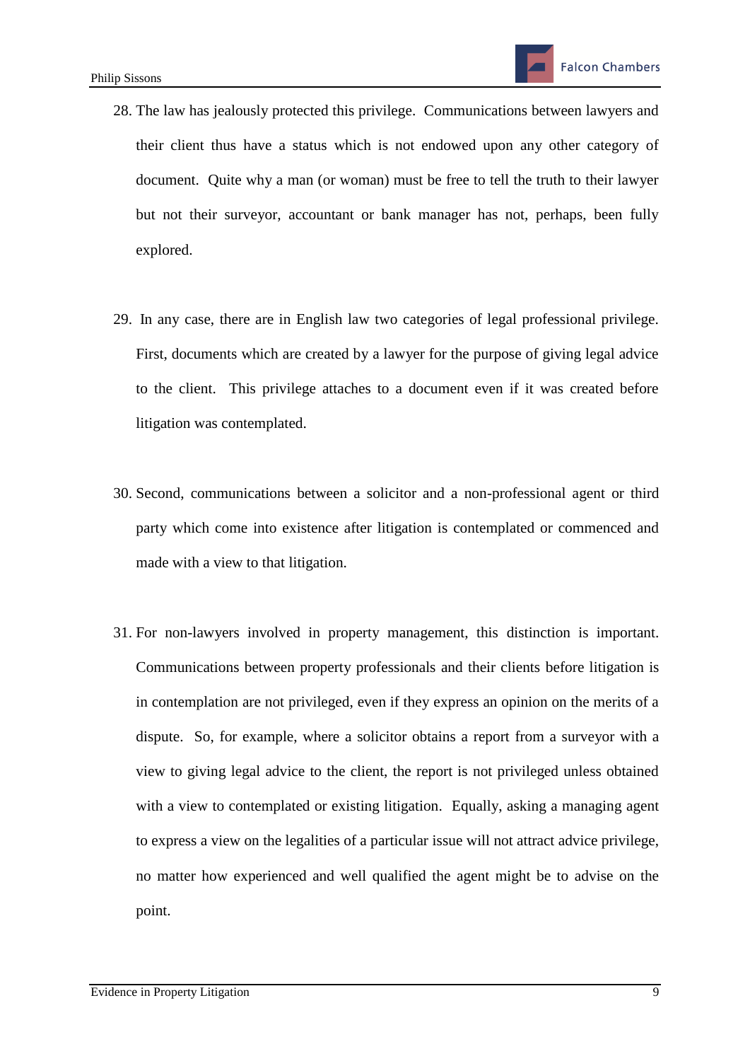28. The law has jealously protected this privilege. Communications between lawyers and their client thus have a status which is not endowed upon any other category of document. Quite why a man (or woman) must be free to tell the truth to their lawyer but not their surveyor, accountant or bank manager has not, perhaps, been fully explored.

29. In any case, there are in English law two categories of legal professional privilege. First, documents which are created by a lawyer for the purpose of giving legal advice to the client. This privilege attaches to a document even if it was created before litigation was contemplated.

30. Second, communications between a solicitor and a non-professional agent or third party which come into existence after litigation is contemplated or commenced and made with a view to that litigation.

31. For non-lawyers involved in property management, this distinction is important. Communications between property professionals and their clients before litigation is in contemplation are not privileged, even if they express an opinion on the merits of a dispute. So, for example, where a solicitor obtains a report from a surveyor with a view to giving legal advice to the client, the report is not privileged unless obtained with a view to contemplated or existing litigation. Equally, asking a managing agent to express a view on the legalities of a particular issue will not attract advice privilege, no matter how experienced and well qualified the agent might be to advise on the point.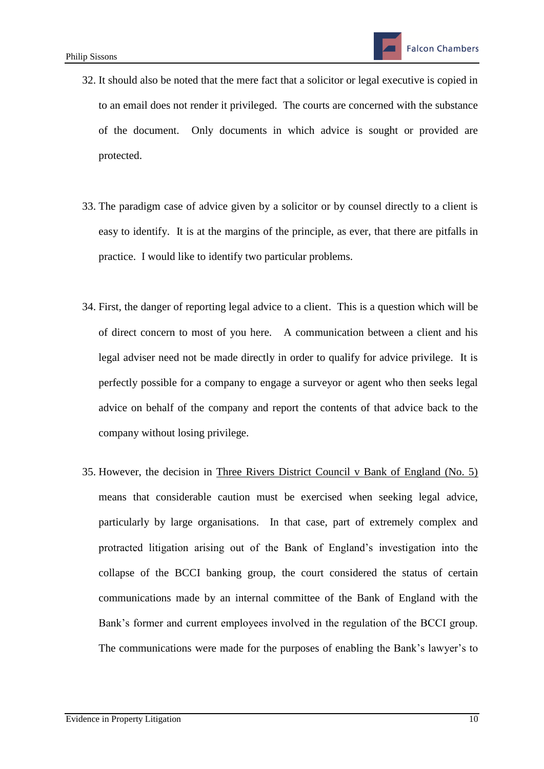32. It should also be noted that the mere fact that a solicitor or legal executive is copied in to an email does not render it privileged. The courts are concerned with the substance of the document. Only documents in which advice is sought or provided are protected.

33. The paradigm case of advice given by a solicitor or by counsel directly to a client is easy to identify. It is at the margins of the principle, as ever, that there are pitfalls in practice. I would like to identify two particular problems.

34. First, the danger of reporting legal advice to a client. This is a question which will be of direct concern to most of you here. A communication between a client and his legal adviser need not be made directly in order to qualify for advice privilege. It is perfectly possible for a company to engage a surveyor or agent who then seeks legal advice on behalf of the company and report the contents of that advice back to the company without losing privilege.

35. However, the decision in <u>Three Rivers District Council v Bank of England (No. 5)</u> means that considerable caution must be exercised when seeking legal advice, particularly by large organisations. In that case, part of extremely complex and protracted litigation arising out of the Bank of England's investigation into the collapse of the BCCI banking group, the court considered the status of certain communications made by an internal committee of the Bank of England with the Bank's former and current employees involved in the regulation of the BCCI group. The communications were made for the purposes of enabling the Bank's lawyer's to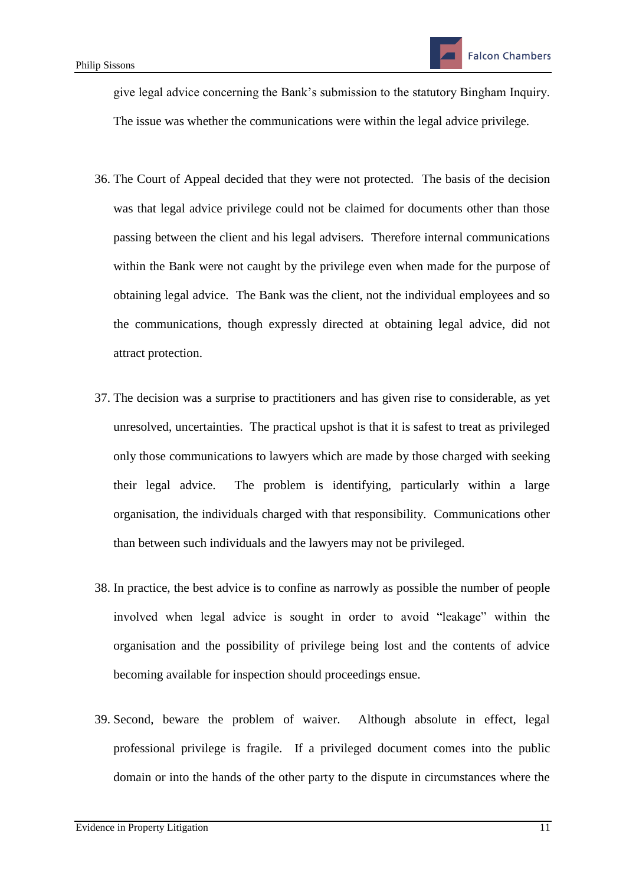give legal advice concerning the Bank's submission to the statutory Bingham Inquiry. The issue was whether the communications were within the legal advice privilege.

36. The Court of Appeal decided that they were not protected. The basis of the decision was that legal advice privilege could not be claimed for documents other than those passing between the client and his legal advisers. Therefore internal communications within the Bank were not caught by the privilege even when made for the purpose of obtaining legal advice. The Bank was the client, not the individual employees and so the communications, though expressly directed at obtaining legal advice, did not attract protection.

37. The decision was a surprise to practitioners and has given rise to considerable, as yet unresolved, uncertainties. The practical upshot is that it is safest to treat as privileged only those communications to lawyers which are made by those charged with seeking their legal advice. The problem is identifying, particularly within a large organisation, the individuals charged with that responsibility. Communications other than between such individuals and the lawyers may not be privileged.

38. In practice, the best advice is to confine as narrowly as possible the number of people involved when legal advice is sought in order to avoid "leakage" within the organisation and the possibility of privilege being lost and the contents of advice becoming available for inspection should proceedings ensue.

39. Second, beware the problem of waiver. Although absolute in effect, legal professional privilege is fragile. If a privileged document comes into the public domain or into the hands of the other party to the dispute in circumstances where the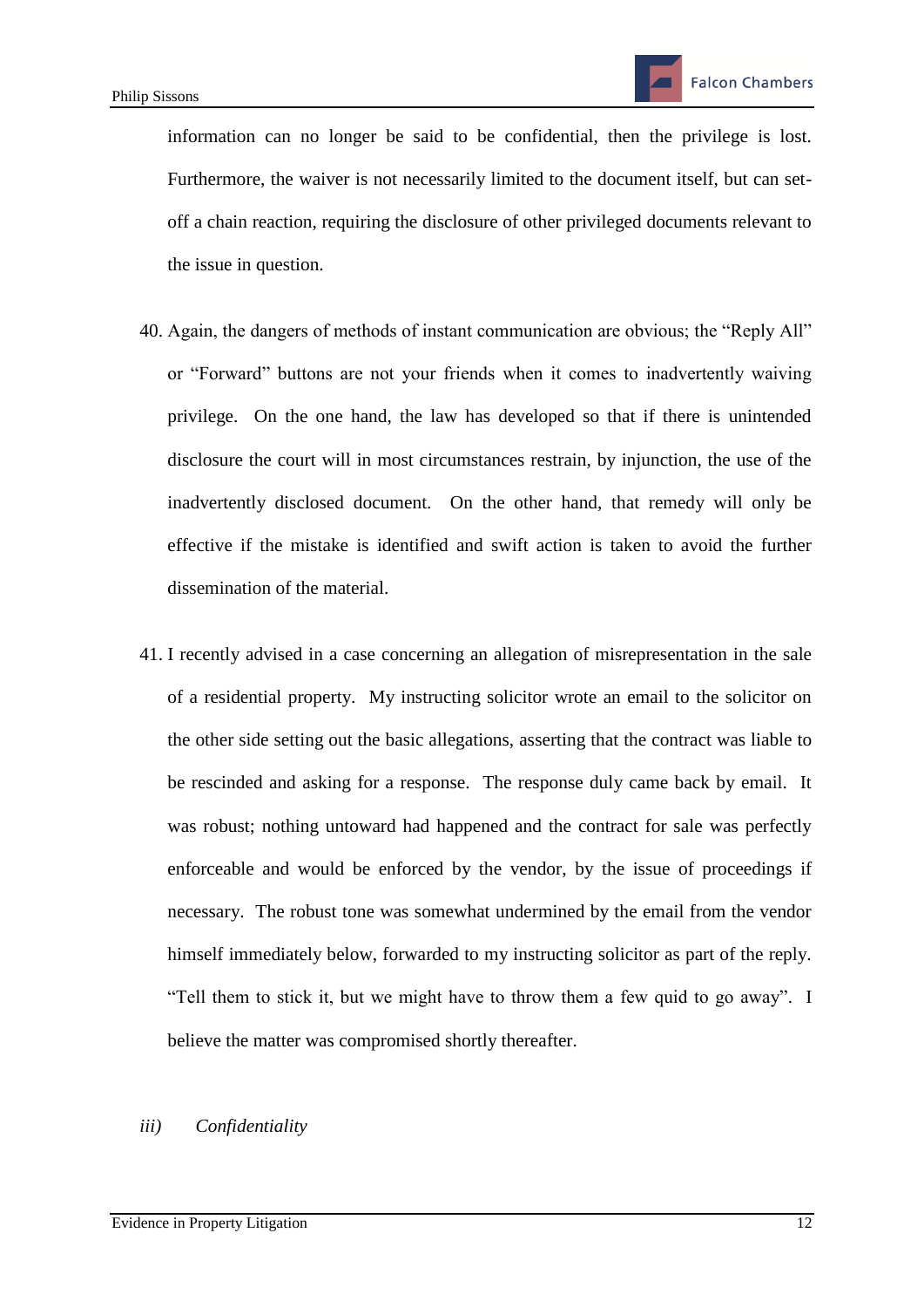information can no longer be said to be confidential, then the privilege is lost. Furthermore, the waiver is not necessarily limited to the document itself, but can set-off a chain reaction, requiring the disclosure of other privileged documents relevant to the issue in question.

40. Again, the dangers of methods of instant communication are obvious; the "Reply All" or "Forward" buttons are not your friends when it comes to inadvertently waiving privilege. On the one hand, the law has developed so that if there is unintended disclosure the court will in most circumstances restrain, by injunction, the use of the inadvertently disclosed document. On the other hand, that remedy will only be effective if the mistake is identified and swift action is taken to avoid the further dissemination of the material.

41. I recently advised in a case concerning an allegation of misrepresentation in the sale of a residential property. My instructing solicitor wrote an email to the solicitor on the other side setting out the basic allegations, asserting that the contract was liable to be rescinded and asking for a response. The response duly came back by email. It was robust; nothing untoward had happened and the contract for sale was perfectly enforceable and would be enforced by the vendor, by the issue of proceedings if necessary. The robust tone was somewhat undermined by the email from the vendor himself immediately below, forwarded to my instructing solicitor as part of the reply. "Tell them to stick it, but we might have to throw them a few quid to go away". I believe the matter was compromised shortly thereafter.

*iii) Confidentiality*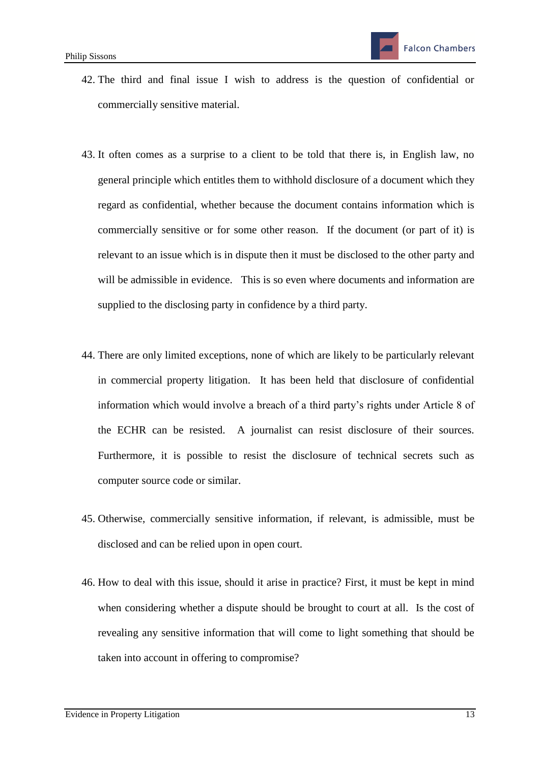42. The third and final issue I wish to address is the question of confidential or commercially sensitive material.

43. It often comes as a surprise to a client to be told that there is, in English law, no general principle which entitles them to withhold disclosure of a document which they regard as confidential, whether because the document contains information which is commercially sensitive or for some other reason. If the document (or part of it) is relevant to an issue which is in dispute then it must be disclosed to the other party and will be admissible in evidence. This is so even where documents and information are supplied to the disclosing party in confidence by a third party.

44. There are only limited exceptions, none of which are likely to be particularly relevant in commercial property litigation. It has been held that disclosure of confidential information which would involve a breach of a third party's rights under Article 8 of the ECHR can be resisted. A journalist can resist disclosure of their sources. Furthermore, it is possible to resist the disclosure of technical secrets such as computer source code or similar.

45. Otherwise, commercially sensitive information, if relevant, is admissible, must be disclosed and can be relied upon in open court.

46. How to deal with this issue, should it arise in practice? First, it must be kept in mind when considering whether a dispute should be brought to court at all. Is the cost of revealing any sensitive information that will come to light something that should be taken into account in offering to compromise?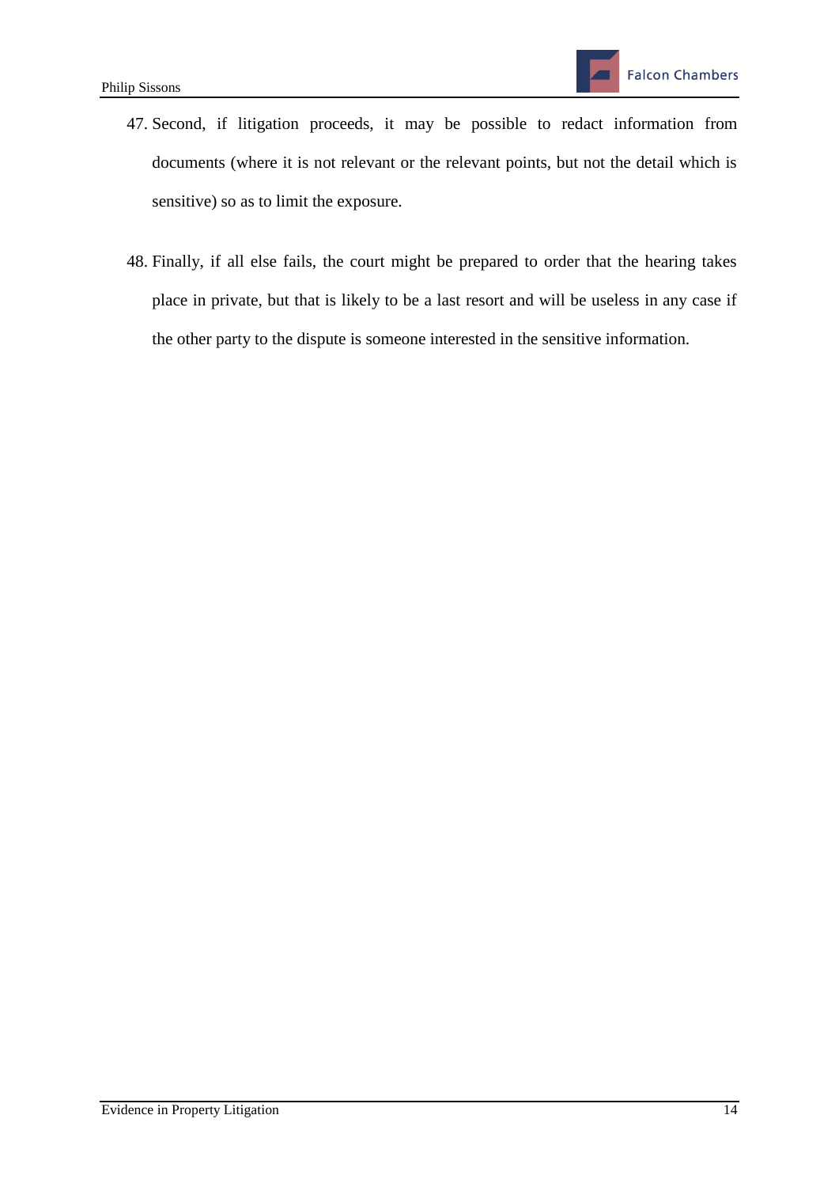47. Second, if litigation proceeds, it may be possible to redact information from documents (where it is not relevant or the relevant points, but not the detail which is sensitive) so as to limit the exposure.

48. Finally, if all else fails, the court might be prepared to order that the hearing takes place in private, but that is likely to be a last resort and will be useless in any case if the other party to the dispute is someone interested in the sensitive information.